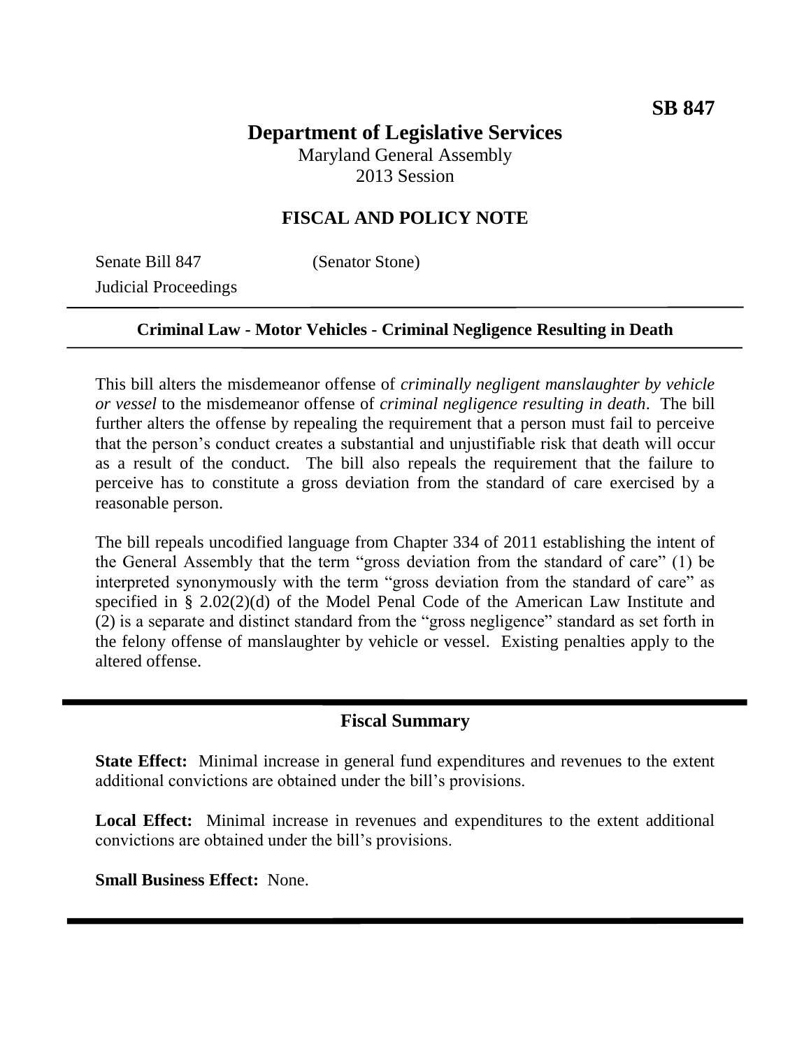**SB 847**

# Department of Legislative Services

Maryland General Assembly
2013 Session

## FISCAL AND POLICY NOTE

Senate Bill 847 (Senator Stone)
Judicial Proceedings

**Criminal Law - Motor Vehicles - Criminal Negligence Resulting in Death**

This bill alters the misdemeanor offense of *criminally negligent manslaughter by vehicle or vessel* to the misdemeanor offense of *criminal negligence resulting in death*. The bill further alters the offense by repealing the requirement that a person must fail to perceive that the person's conduct creates a substantial and unjustifiable risk that death will occur as a result of the conduct. The bill also repeals the requirement that the failure to perceive has to constitute a gross deviation from the standard of care exercised by a reasonable person.

The bill repeals uncodified language from Chapter 334 of 2011 establishing the intent of the General Assembly that the term "gross deviation from the standard of care" (1) be interpreted synonymously with the term "gross deviation from the standard of care" as specified in § 2.02(2)(d) of the Model Penal Code of the American Law Institute and (2) is a separate and distinct standard from the "gross negligence" standard as set forth in the felony offense of manslaughter by vehicle or vessel. Existing penalties apply to the altered offense.

## Fiscal Summary

**State Effect:** Minimal increase in general fund expenditures and revenues to the extent additional convictions are obtained under the bill's provisions.

**Local Effect:** Minimal increase in revenues and expenditures to the extent additional convictions are obtained under the bill's provisions.

**Small Business Effect:** None.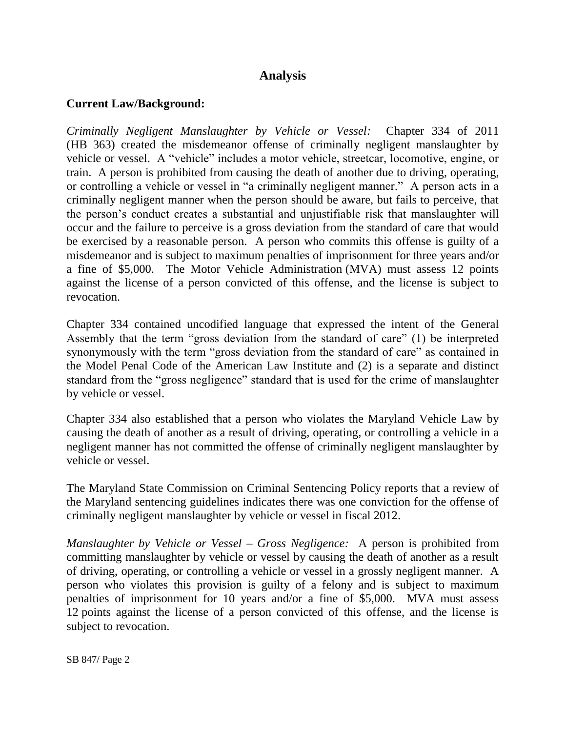## Analysis

### Current Law/Background:

*Criminally Negligent Manslaughter by Vehicle or Vessel:* Chapter 334 of 2011 (HB 363) created the misdemeanor offense of criminally negligent manslaughter by vehicle or vessel. A "vehicle" includes a motor vehicle, streetcar, locomotive, engine, or train. A person is prohibited from causing the death of another due to driving, operating, or controlling a vehicle or vessel in "a criminally negligent manner." A person acts in a criminally negligent manner when the person should be aware, but fails to perceive, that the person's conduct creates a substantial and unjustifiable risk that manslaughter will occur and the failure to perceive is a gross deviation from the standard of care that would be exercised by a reasonable person. A person who commits this offense is guilty of a misdemeanor and is subject to maximum penalties of imprisonment for three years and/or a fine of $5,000. The Motor Vehicle Administration (MVA) must assess 12 points against the license of a person convicted of this offense, and the license is subject to revocation.

Chapter 334 contained uncodified language that expressed the intent of the General Assembly that the term "gross deviation from the standard of care" (1) be interpreted synonymously with the term "gross deviation from the standard of care" as contained in the Model Penal Code of the American Law Institute and (2) is a separate and distinct standard from the "gross negligence" standard that is used for the crime of manslaughter by vehicle or vessel.

Chapter 334 also established that a person who violates the Maryland Vehicle Law by causing the death of another as a result of driving, operating, or controlling a vehicle in a negligent manner has not committed the offense of criminally negligent manslaughter by vehicle or vessel.

The Maryland State Commission on Criminal Sentencing Policy reports that a review of the Maryland sentencing guidelines indicates there was one conviction for the offense of criminally negligent manslaughter by vehicle or vessel in fiscal 2012.

*Manslaughter by Vehicle or Vessel – Gross Negligence:* A person is prohibited from committing manslaughter by vehicle or vessel by causing the death of another as a result of driving, operating, or controlling a vehicle or vessel in a grossly negligent manner. A person who violates this provision is guilty of a felony and is subject to maximum penalties of imprisonment for 10 years and/or a fine of $5,000. MVA must assess 12 points against the license of a person convicted of this offense, and the license is subject to revocation.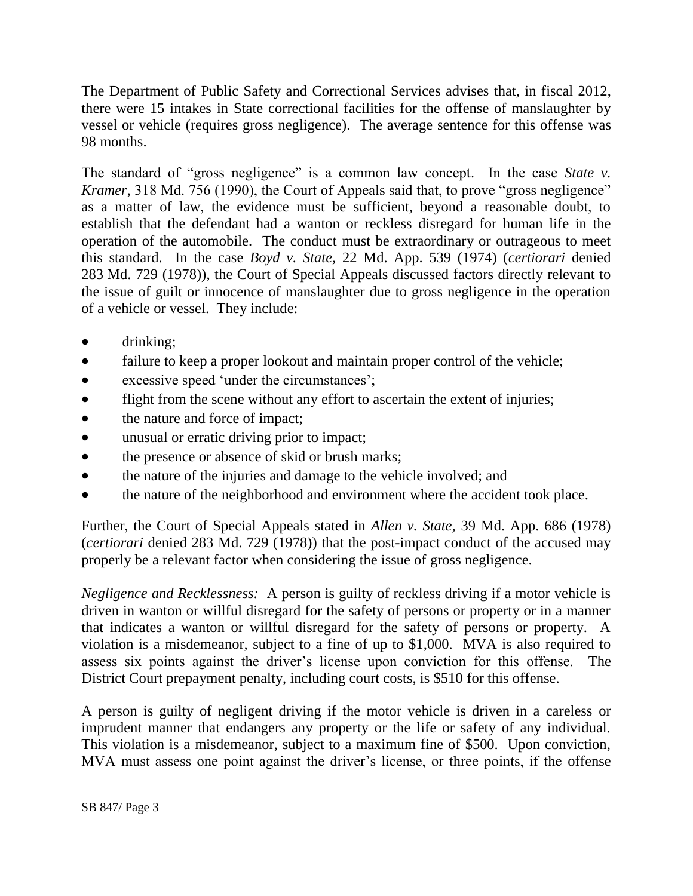The Department of Public Safety and Correctional Services advises that, in fiscal 2012, there were 15 intakes in State correctional facilities for the offense of manslaughter by vessel or vehicle (requires gross negligence). The average sentence for this offense was 98 months.

The standard of "gross negligence" is a common law concept. In the case *State v. Kramer*, 318 Md. 756 (1990), the Court of Appeals said that, to prove "gross negligence" as a matter of law, the evidence must be sufficient, beyond a reasonable doubt, to establish that the defendant had a wanton or reckless disregard for human life in the operation of the automobile. The conduct must be extraordinary or outrageous to meet this standard. In the case *Boyd v. State*, 22 Md. App. 539 (1974) (*certiorari* denied 283 Md. 729 (1978)), the Court of Special Appeals discussed factors directly relevant to the issue of guilt or innocence of manslaughter due to gross negligence in the operation of a vehicle or vessel. They include:

- drinking;
- failure to keep a proper lookout and maintain proper control of the vehicle;
- excessive speed 'under the circumstances';
- flight from the scene without any effort to ascertain the extent of injuries;
- the nature and force of impact;
- unusual or erratic driving prior to impact;
- the presence or absence of skid or brush marks;
- the nature of the injuries and damage to the vehicle involved; and
- the nature of the neighborhood and environment where the accident took place.

Further, the Court of Special Appeals stated in *Allen v. State*, 39 Md. App. 686 (1978) (*certiorari* denied 283 Md. 729 (1978)) that the post-impact conduct of the accused may properly be a relevant factor when considering the issue of gross negligence.

*Negligence and Recklessness:* A person is guilty of reckless driving if a motor vehicle is driven in wanton or willful disregard for the safety of persons or property or in a manner that indicates a wanton or willful disregard for the safety of persons or property. A violation is a misdemeanor, subject to a fine of up to $1,000. MVA is also required to assess six points against the driver's license upon conviction for this offense. The District Court prepayment penalty, including court costs, is $510 for this offense.

A person is guilty of negligent driving if the motor vehicle is driven in a careless or imprudent manner that endangers any property or the life or safety of any individual. This violation is a misdemeanor, subject to a maximum fine of $500. Upon conviction, MVA must assess one point against the driver's license, or three points, if the offense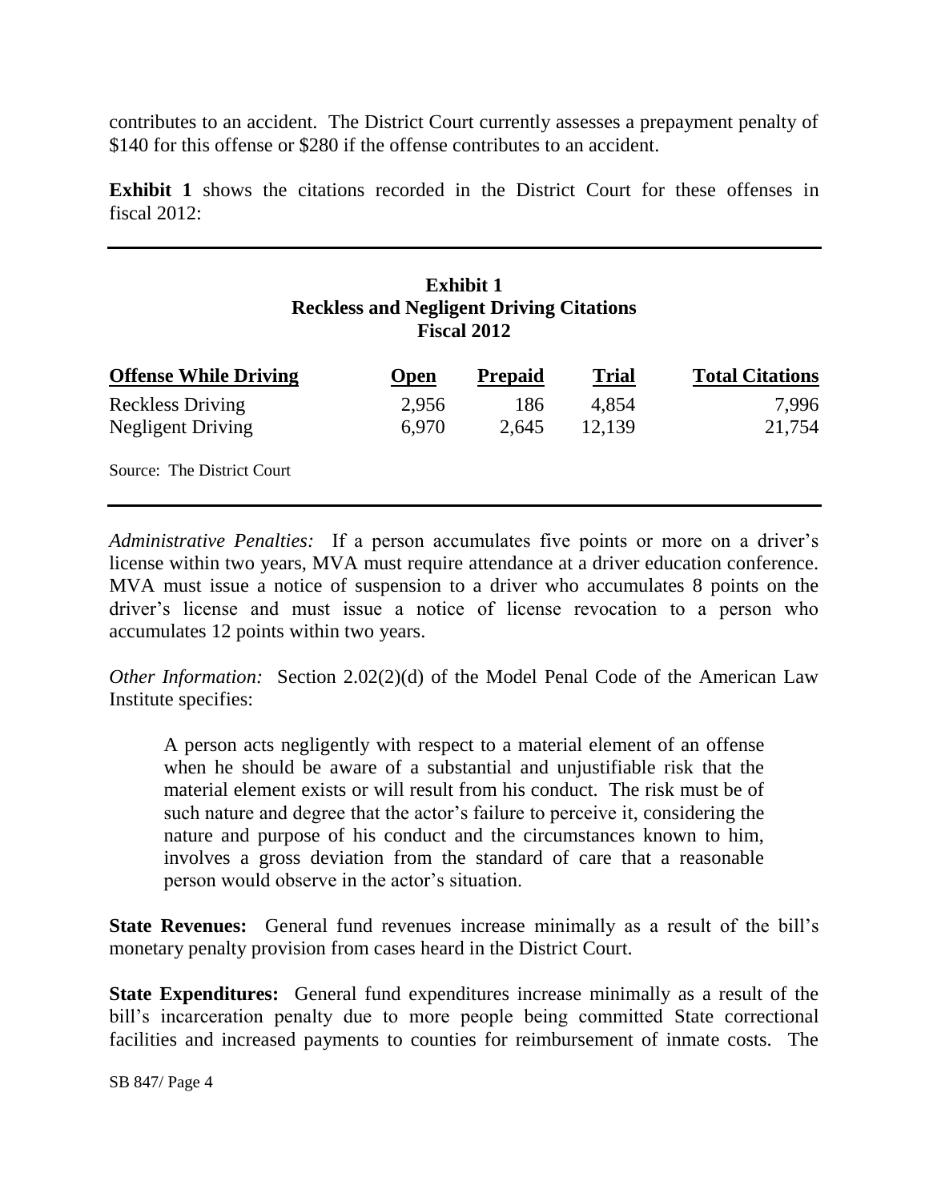contributes to an accident. The District Court currently assesses a prepayment penalty of $140 for this offense or $280 if the offense contributes to an accident.

**Exhibit 1** shows the citations recorded in the District Court for these offenses in fiscal 2012:

**Exhibit 1**
**Reckless and Negligent Driving Citations**
**Fiscal 2012**

| Offense While Driving | Open | Prepaid | Trial | Total Citations |
|---|---|---|---|---|
| Reckless Driving | 2,956 | 186 | 4,854 | 7,996 |
| Negligent Driving | 6,970 | 2,645 | 12,139 | 21,754 |

Source: The District Court

*Administrative Penalties:* If a person accumulates five points or more on a driver's license within two years, MVA must require attendance at a driver education conference. MVA must issue a notice of suspension to a driver who accumulates 8 points on the driver's license and must issue a notice of license revocation to a person who accumulates 12 points within two years.

*Other Information:* Section 2.02(2)(d) of the Model Penal Code of the American Law Institute specifies:

> A person acts negligently with respect to a material element of an offense when he should be aware of a substantial and unjustifiable risk that the material element exists or will result from his conduct. The risk must be of such nature and degree that the actor's failure to perceive it, considering the nature and purpose of his conduct and the circumstances known to him, involves a gross deviation from the standard of care that a reasonable person would observe in the actor's situation.

**State Revenues:** General fund revenues increase minimally as a result of the bill's monetary penalty provision from cases heard in the District Court.

**State Expenditures:** General fund expenditures increase minimally as a result of the bill's incarceration penalty due to more people being committed State correctional facilities and increased payments to counties for reimbursement of inmate costs. The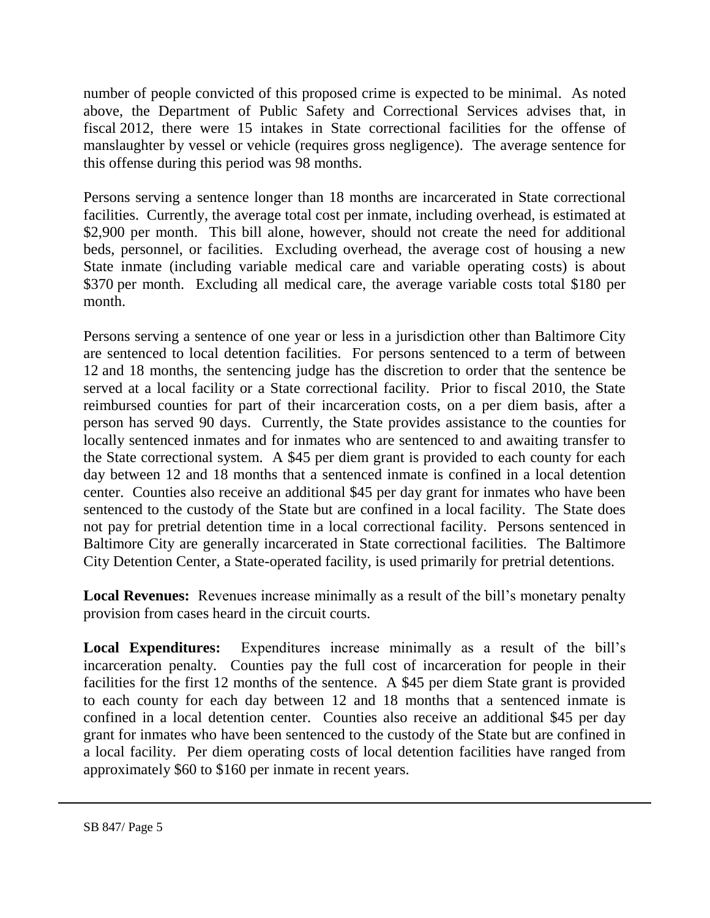number of people convicted of this proposed crime is expected to be minimal. As noted above, the Department of Public Safety and Correctional Services advises that, in fiscal 2012, there were 15 intakes in State correctional facilities for the offense of manslaughter by vessel or vehicle (requires gross negligence). The average sentence for this offense during this period was 98 months.

Persons serving a sentence longer than 18 months are incarcerated in State correctional facilities. Currently, the average total cost per inmate, including overhead, is estimated at $2,900 per month. This bill alone, however, should not create the need for additional beds, personnel, or facilities. Excluding overhead, the average cost of housing a new State inmate (including variable medical care and variable operating costs) is about $370 per month. Excluding all medical care, the average variable costs total $180 per month.

Persons serving a sentence of one year or less in a jurisdiction other than Baltimore City are sentenced to local detention facilities. For persons sentenced to a term of between 12 and 18 months, the sentencing judge has the discretion to order that the sentence be served at a local facility or a State correctional facility. Prior to fiscal 2010, the State reimbursed counties for part of their incarceration costs, on a per diem basis, after a person has served 90 days. Currently, the State provides assistance to the counties for locally sentenced inmates and for inmates who are sentenced to and awaiting transfer to the State correctional system. A $45 per diem grant is provided to each county for each day between 12 and 18 months that a sentenced inmate is confined in a local detention center. Counties also receive an additional $45 per day grant for inmates who have been sentenced to the custody of the State but are confined in a local facility. The State does not pay for pretrial detention time in a local correctional facility. Persons sentenced in Baltimore City are generally incarcerated in State correctional facilities. The Baltimore City Detention Center, a State-operated facility, is used primarily for pretrial detentions.

**Local Revenues:** Revenues increase minimally as a result of the bill's monetary penalty provision from cases heard in the circuit courts.

**Local Expenditures:** Expenditures increase minimally as a result of the bill's incarceration penalty. Counties pay the full cost of incarceration for people in their facilities for the first 12 months of the sentence. A $45 per diem State grant is provided to each county for each day between 12 and 18 months that a sentenced inmate is confined in a local detention center. Counties also receive an additional $45 per day grant for inmates who have been sentenced to the custody of the State but are confined in a local facility. Per diem operating costs of local detention facilities have ranged from approximately $60 to $160 per inmate in recent years.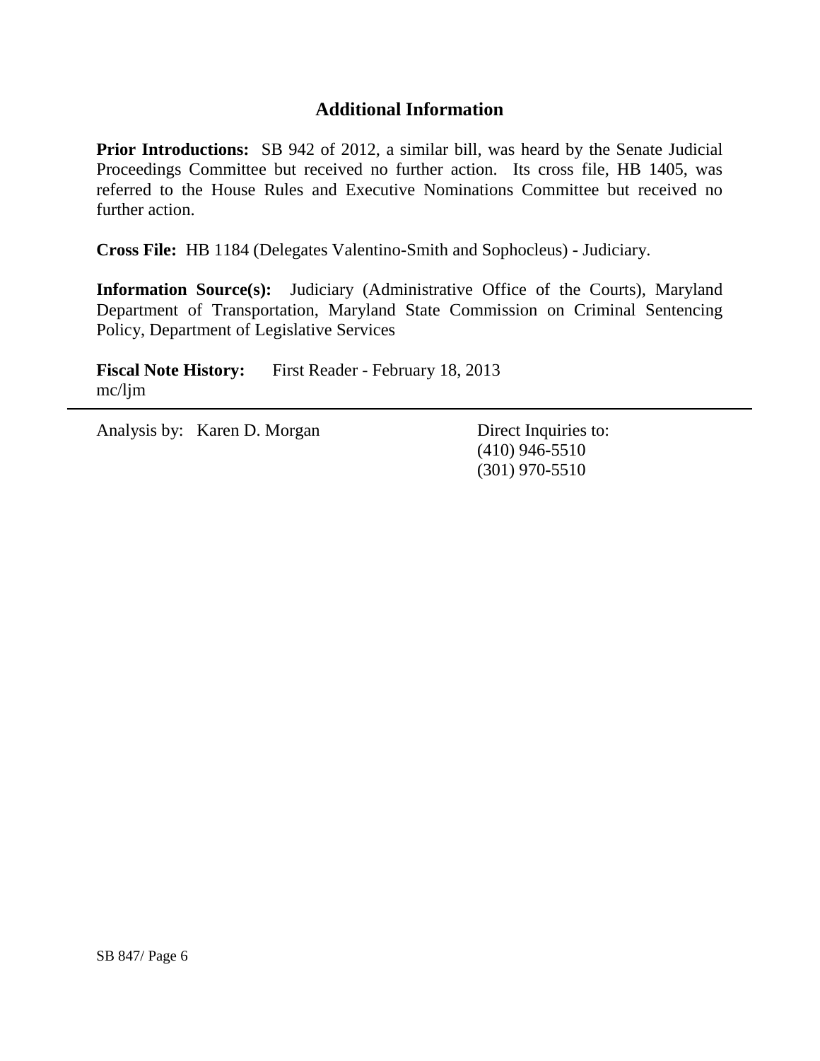## Additional Information

**Prior Introductions:** SB 942 of 2012, a similar bill, was heard by the Senate Judicial Proceedings Committee but received no further action. Its cross file, HB 1405, was referred to the House Rules and Executive Nominations Committee but received no further action.

**Cross File:** HB 1184 (Delegates Valentino-Smith and Sophocleus) - Judiciary.

**Information Source(s):** Judiciary (Administrative Office of the Courts), Maryland Department of Transportation, Maryland State Commission on Criminal Sentencing Policy, Department of Legislative Services

**Fiscal Note History:** First Reader - February 18, 2013
mc/ljm

---

Analysis by: Karen D. Morgan

Direct Inquiries to:
(410) 946-5510
(301) 970-5510